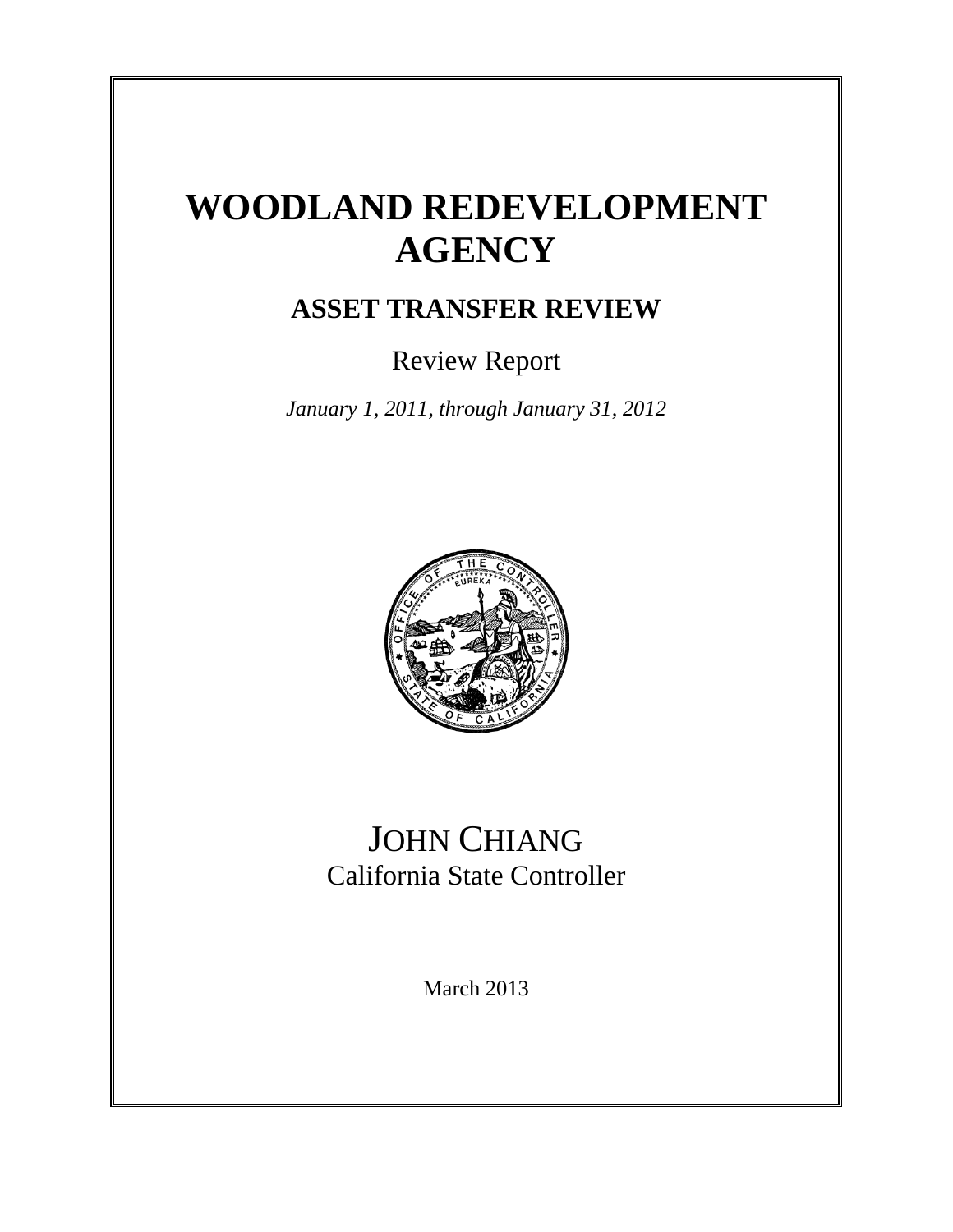# WOODLAND REDEVELOPMENT AGENCY

## ASSET TRANSFER REVIEW

Review Report

*January 1, 2011, through January 31, 2012*

JOHN CHIANG
California State Controller

March 2013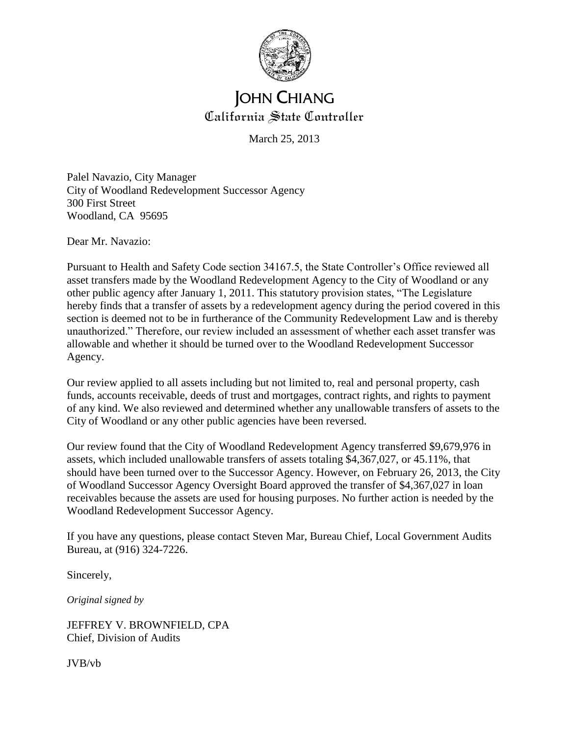# JOHN CHIANG
## California State Controller

March 25, 2013

Palel Navazio, City Manager
City of Woodland Redevelopment Successor Agency
300 First Street
Woodland, CA 95695

Dear Mr. Navazio:

Pursuant to Health and Safety Code section 34167.5, the State Controller's Office reviewed all asset transfers made by the Woodland Redevelopment Agency to the City of Woodland or any other public agency after January 1, 2011. This statutory provision states, "The Legislature hereby finds that a transfer of assets by a redevelopment agency during the period covered in this section is deemed not to be in furtherance of the Community Redevelopment Law and is thereby unauthorized." Therefore, our review included an assessment of whether each asset transfer was allowable and whether it should be turned over to the Woodland Redevelopment Successor Agency.

Our review applied to all assets including but not limited to, real and personal property, cash funds, accounts receivable, deeds of trust and mortgages, contract rights, and rights to payment of any kind. We also reviewed and determined whether any unallowable transfers of assets to the City of Woodland or any other public agencies have been reversed.

Our review found that the City of Woodland Redevelopment Agency transferred $9,679,976 in assets, which included unallowable transfers of assets totaling $4,367,027, or 45.11%, that should have been turned over to the Successor Agency. However, on February 26, 2013, the City of Woodland Successor Agency Oversight Board approved the transfer of $4,367,027 in loan receivables because the assets are used for housing purposes. No further action is needed by the Woodland Redevelopment Successor Agency.

If you have any questions, please contact Steven Mar, Bureau Chief, Local Government Audits Bureau, at (916) 324-7226.

Sincerely,

*Original signed by*

JEFFREY V. BROWNFIELD, CPA
Chief, Division of Audits

JVB/vb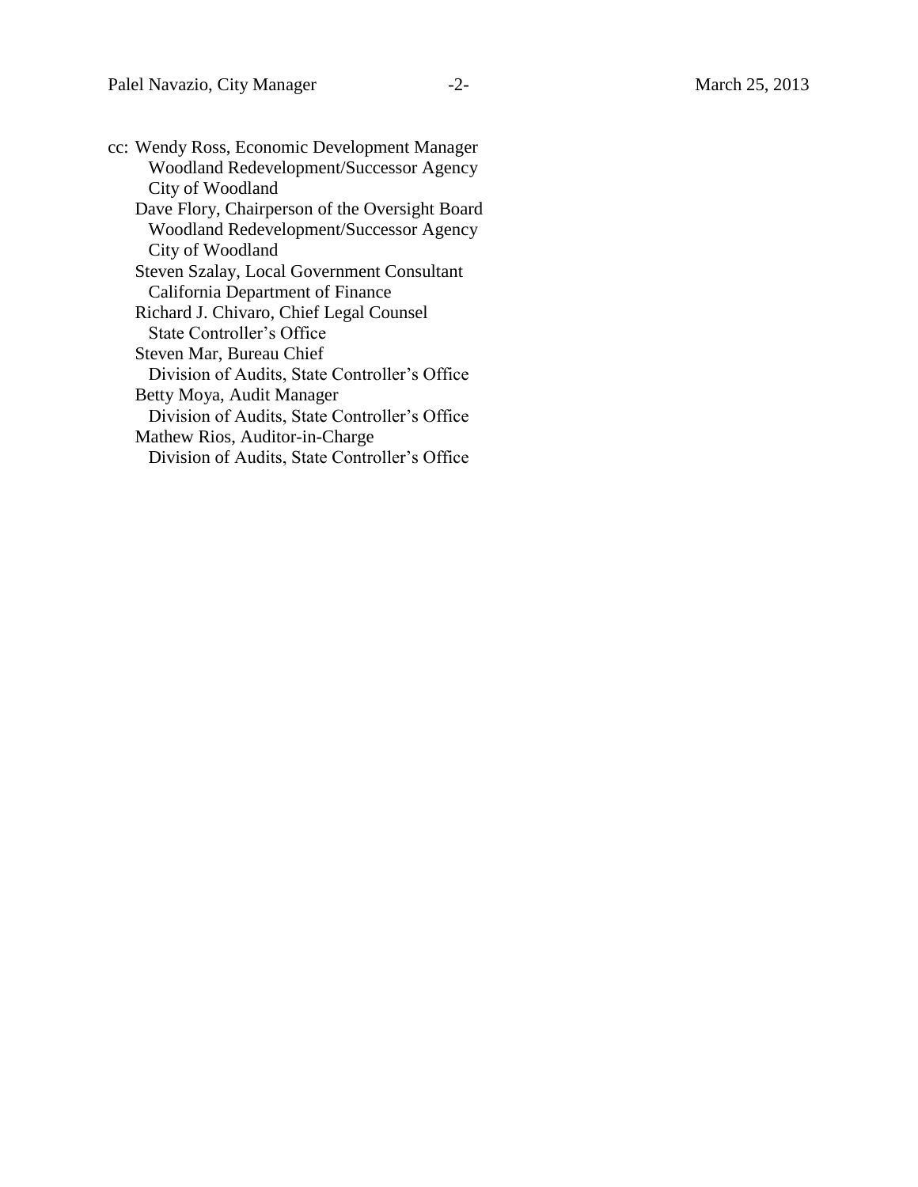cc: Wendy Ross, Economic Development Manager
Woodland Redevelopment/Successor Agency
City of Woodland
Dave Flory, Chairperson of the Oversight Board
Woodland Redevelopment/Successor Agency
City of Woodland
Steven Szalay, Local Government Consultant
California Department of Finance
Richard J. Chivaro, Chief Legal Counsel
State Controller's Office
Steven Mar, Bureau Chief
Division of Audits, State Controller's Office
Betty Moya, Audit Manager
Division of Audits, State Controller's Office
Mathew Rios, Auditor-in-Charge
Division of Audits, State Controller's Office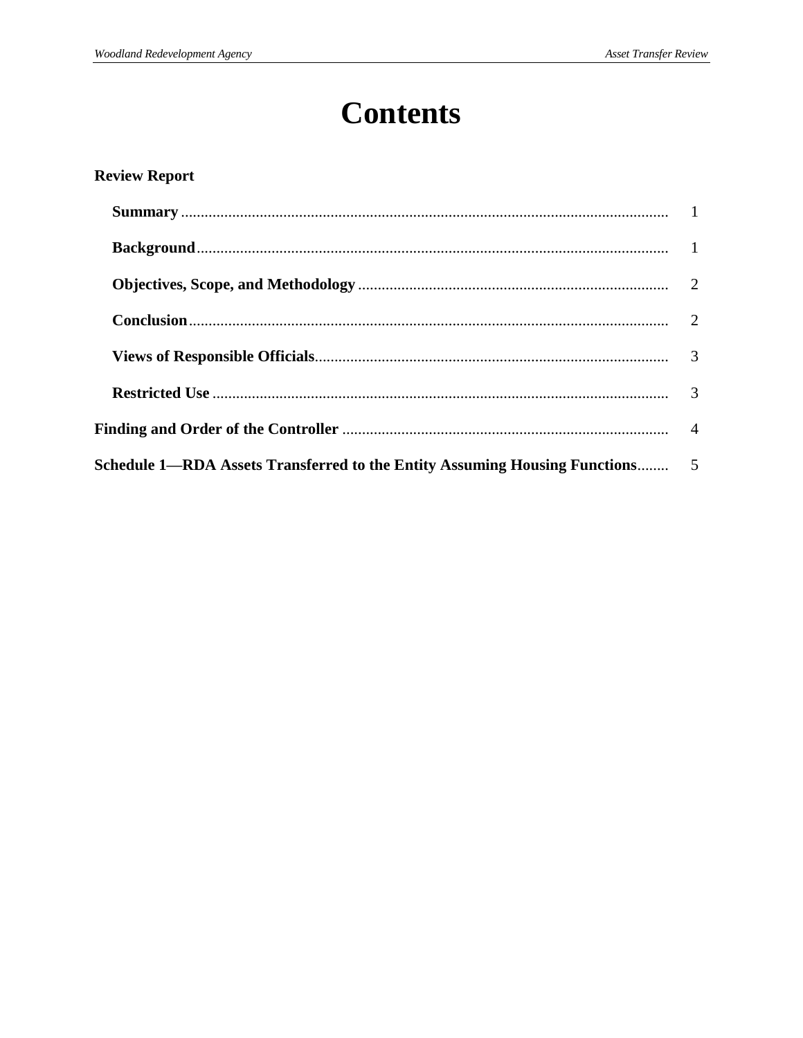# Contents

**Review Report**

- **Summary** .......... 1
- **Background** .......... 1
- **Objectives, Scope, and Methodology** .......... 2
- **Conclusion** .......... 2
- **Views of Responsible Officials** .......... 3
- **Restricted Use** .......... 3

**Finding and Order of the Controller** .......... 4

**Schedule 1—RDA Assets Transferred to the Entity Assuming Housing Functions** .......... 5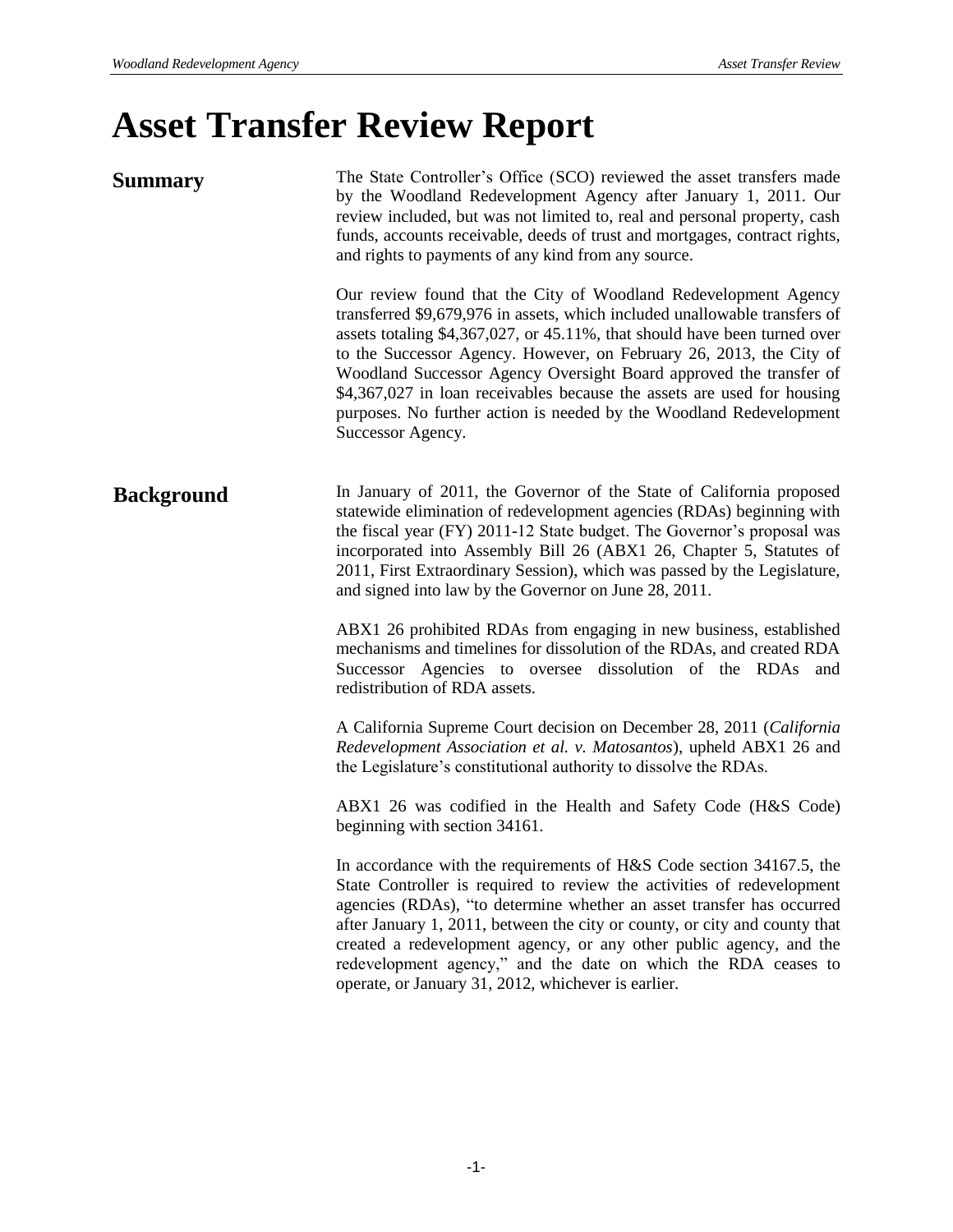# Asset Transfer Review Report

## Summary

The State Controller's Office (SCO) reviewed the asset transfers made by the Woodland Redevelopment Agency after January 1, 2011. Our review included, but was not limited to, real and personal property, cash funds, accounts receivable, deeds of trust and mortgages, contract rights, and rights to payments of any kind from any source.

Our review found that the City of Woodland Redevelopment Agency transferred $9,679,976 in assets, which included unallowable transfers of assets totaling $4,367,027, or 45.11%, that should have been turned over to the Successor Agency. However, on February 26, 2013, the City of Woodland Successor Agency Oversight Board approved the transfer of $4,367,027 in loan receivables because the assets are used for housing purposes. No further action is needed by the Woodland Redevelopment Successor Agency.

## Background

In January of 2011, the Governor of the State of California proposed statewide elimination of redevelopment agencies (RDAs) beginning with the fiscal year (FY) 2011-12 State budget. The Governor's proposal was incorporated into Assembly Bill 26 (ABX1 26, Chapter 5, Statutes of 2011, First Extraordinary Session), which was passed by the Legislature, and signed into law by the Governor on June 28, 2011.

ABX1 26 prohibited RDAs from engaging in new business, established mechanisms and timelines for dissolution of the RDAs, and created RDA Successor Agencies to oversee dissolution of the RDAs and redistribution of RDA assets.

A California Supreme Court decision on December 28, 2011 (*California Redevelopment Association et al. v. Matosantos*), upheld ABX1 26 and the Legislature's constitutional authority to dissolve the RDAs.

ABX1 26 was codified in the Health and Safety Code (H&S Code) beginning with section 34161.

In accordance with the requirements of H&S Code section 34167.5, the State Controller is required to review the activities of redevelopment agencies (RDAs), "to determine whether an asset transfer has occurred after January 1, 2011, between the city or county, or city and county that created a redevelopment agency, or any other public agency, and the redevelopment agency," and the date on which the RDA ceases to operate, or January 31, 2012, whichever is earlier.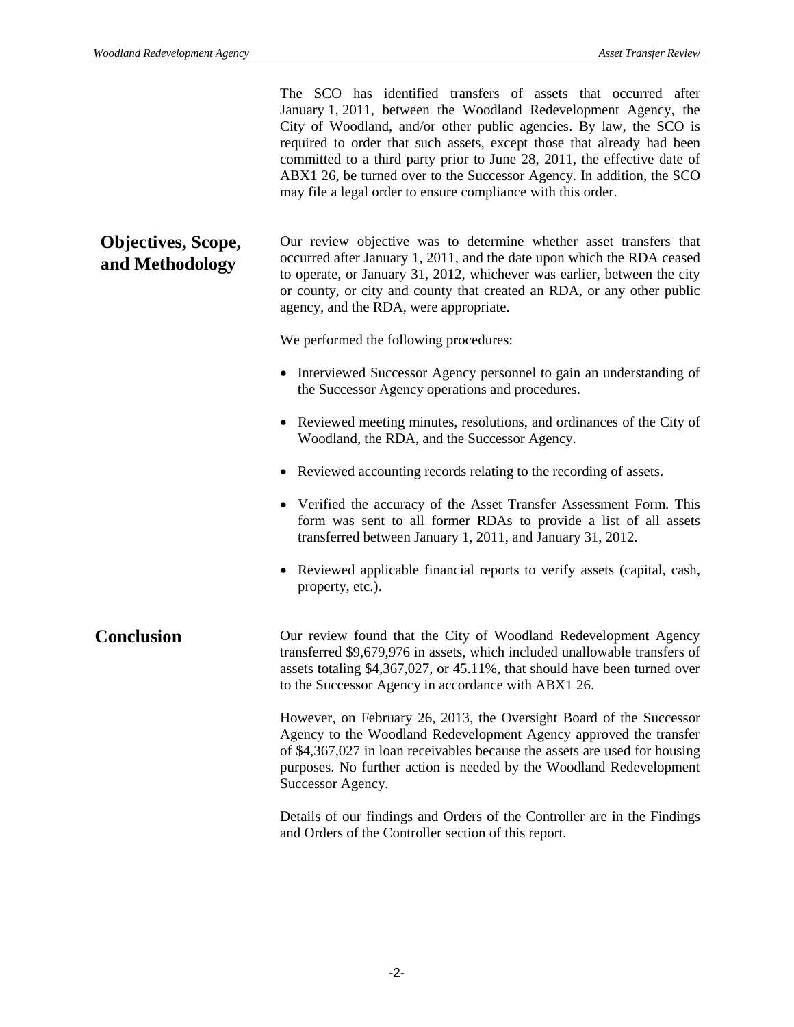The SCO has identified transfers of assets that occurred after January 1, 2011, between the Woodland Redevelopment Agency, the City of Woodland, and/or other public agencies. By law, the SCO is required to order that such assets, except those that already had been committed to a third party prior to June 28, 2011, the effective date of ABX1 26, be turned over to the Successor Agency. In addition, the SCO may file a legal order to ensure compliance with this order.

## Objectives, Scope, and Methodology

Our review objective was to determine whether asset transfers that occurred after January 1, 2011, and the date upon which the RDA ceased to operate, or January 31, 2012, whichever was earlier, between the city or county, or city and county that created an RDA, or any other public agency, and the RDA, were appropriate.

We performed the following procedures:

- Interviewed Successor Agency personnel to gain an understanding of the Successor Agency operations and procedures.
- Reviewed meeting minutes, resolutions, and ordinances of the City of Woodland, the RDA, and the Successor Agency.
- Reviewed accounting records relating to the recording of assets.
- Verified the accuracy of the Asset Transfer Assessment Form. This form was sent to all former RDAs to provide a list of all assets transferred between January 1, 2011, and January 31, 2012.
- Reviewed applicable financial reports to verify assets (capital, cash, property, etc.).

## Conclusion

Our review found that the City of Woodland Redevelopment Agency transferred $9,679,976 in assets, which included unallowable transfers of assets totaling $4,367,027, or 45.11%, that should have been turned over to the Successor Agency in accordance with ABX1 26.

However, on February 26, 2013, the Oversight Board of the Successor Agency to the Woodland Redevelopment Agency approved the transfer of $4,367,027 in loan receivables because the assets are used for housing purposes. No further action is needed by the Woodland Redevelopment Successor Agency.

Details of our findings and Orders of the Controller are in the Findings and Orders of the Controller section of this report.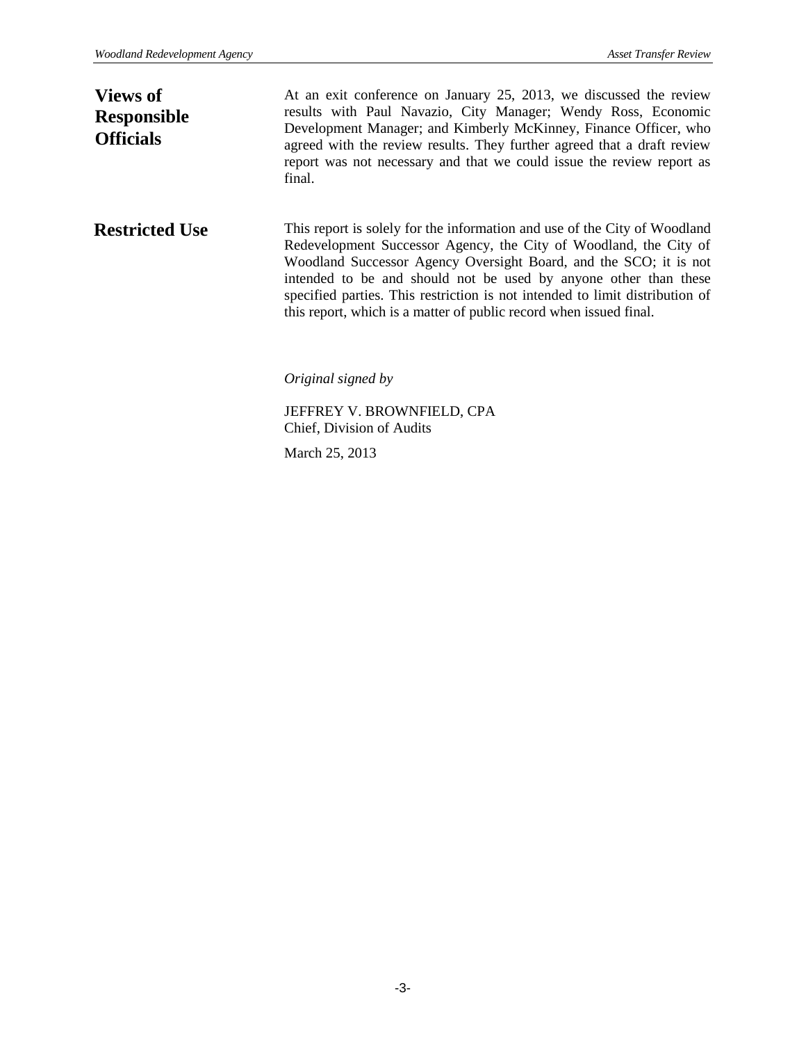## Views of Responsible Officials

At an exit conference on January 25, 2013, we discussed the review results with Paul Navazio, City Manager; Wendy Ross, Economic Development Manager; and Kimberly McKinney, Finance Officer, who agreed with the review results. They further agreed that a draft review report was not necessary and that we could issue the review report as final.

## Restricted Use

This report is solely for the information and use of the City of Woodland Redevelopment Successor Agency, the City of Woodland, the City of Woodland Successor Agency Oversight Board, and the SCO; it is not intended to be and should not be used by anyone other than these specified parties. This restriction is not intended to limit distribution of this report, which is a matter of public record when issued final.

*Original signed by*

JEFFREY V. BROWNFIELD, CPA
Chief, Division of Audits

March 25, 2013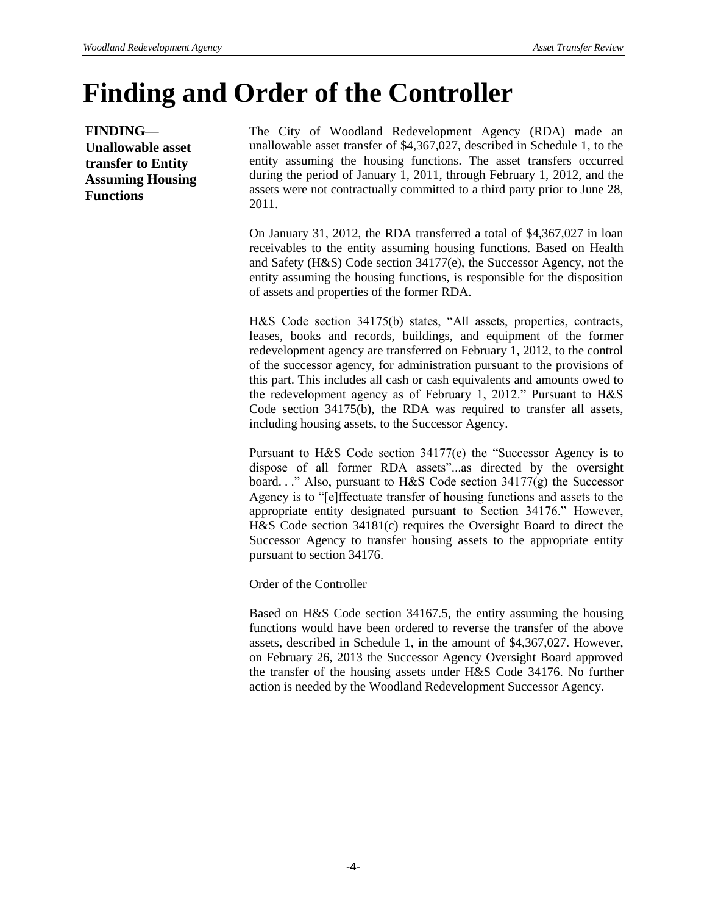# Finding and Order of the Controller

**FINDING— Unallowable asset transfer to Entity Assuming Housing Functions**

The City of Woodland Redevelopment Agency (RDA) made an unallowable asset transfer of $4,367,027, described in Schedule 1, to the entity assuming the housing functions. The asset transfers occurred during the period of January 1, 2011, through February 1, 2012, and the assets were not contractually committed to a third party prior to June 28, 2011.

On January 31, 2012, the RDA transferred a total of $4,367,027 in loan receivables to the entity assuming housing functions. Based on Health and Safety (H&S) Code section 34177(e), the Successor Agency, not the entity assuming the housing functions, is responsible for the disposition of assets and properties of the former RDA.

H&S Code section 34175(b) states, "All assets, properties, contracts, leases, books and records, buildings, and equipment of the former redevelopment agency are transferred on February 1, 2012, to the control of the successor agency, for administration pursuant to the provisions of this part. This includes all cash or cash equivalents and amounts owed to the redevelopment agency as of February 1, 2012." Pursuant to H&S Code section 34175(b), the RDA was required to transfer all assets, including housing assets, to the Successor Agency.

Pursuant to H&S Code section 34177(e) the "Successor Agency is to dispose of all former RDA assets"...as directed by the oversight board. . ." Also, pursuant to H&S Code section 34177(g) the Successor Agency is to "[e]ffectuate transfer of housing functions and assets to the appropriate entity designated pursuant to Section 34176." However, H&S Code section 34181(c) requires the Oversight Board to direct the Successor Agency to transfer housing assets to the appropriate entity pursuant to section 34176.

Order of the Controller

Based on H&S Code section 34167.5, the entity assuming the housing functions would have been ordered to reverse the transfer of the above assets, described in Schedule 1, in the amount of $4,367,027. However, on February 26, 2013 the Successor Agency Oversight Board approved the transfer of the housing assets under H&S Code 34176. No further action is needed by the Woodland Redevelopment Successor Agency.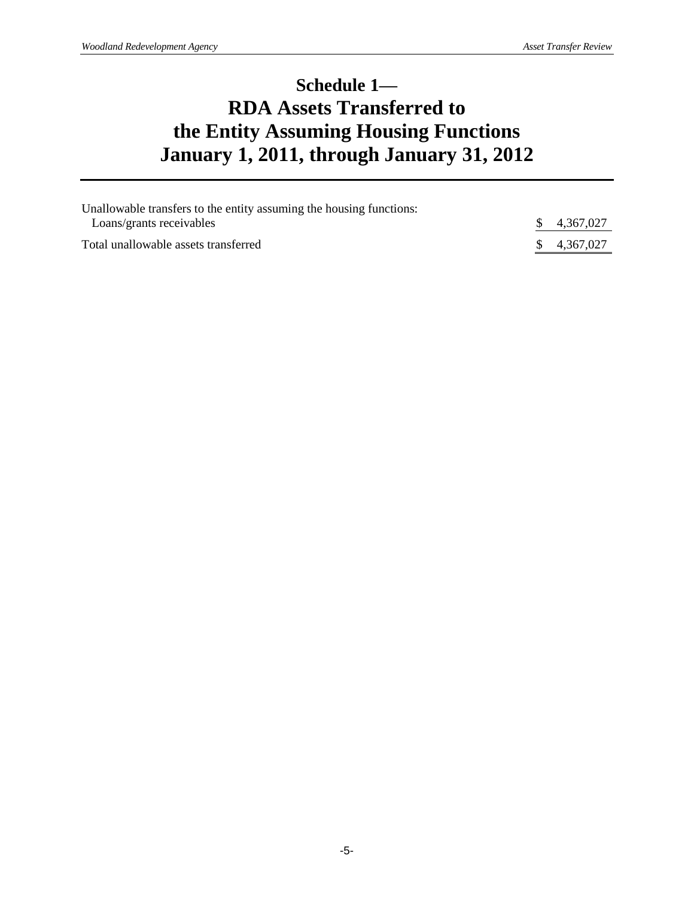# Schedule 1— RDA Assets Transferred to the Entity Assuming Housing Functions January 1, 2011, through January 31, 2012

| | |
|---|---|
| Unallowable transfers to the entity assuming the housing functions: | |
| Loans/grants receivables | $ 4,367,027 |
| Total unallowable assets transferred | $ 4,367,027 |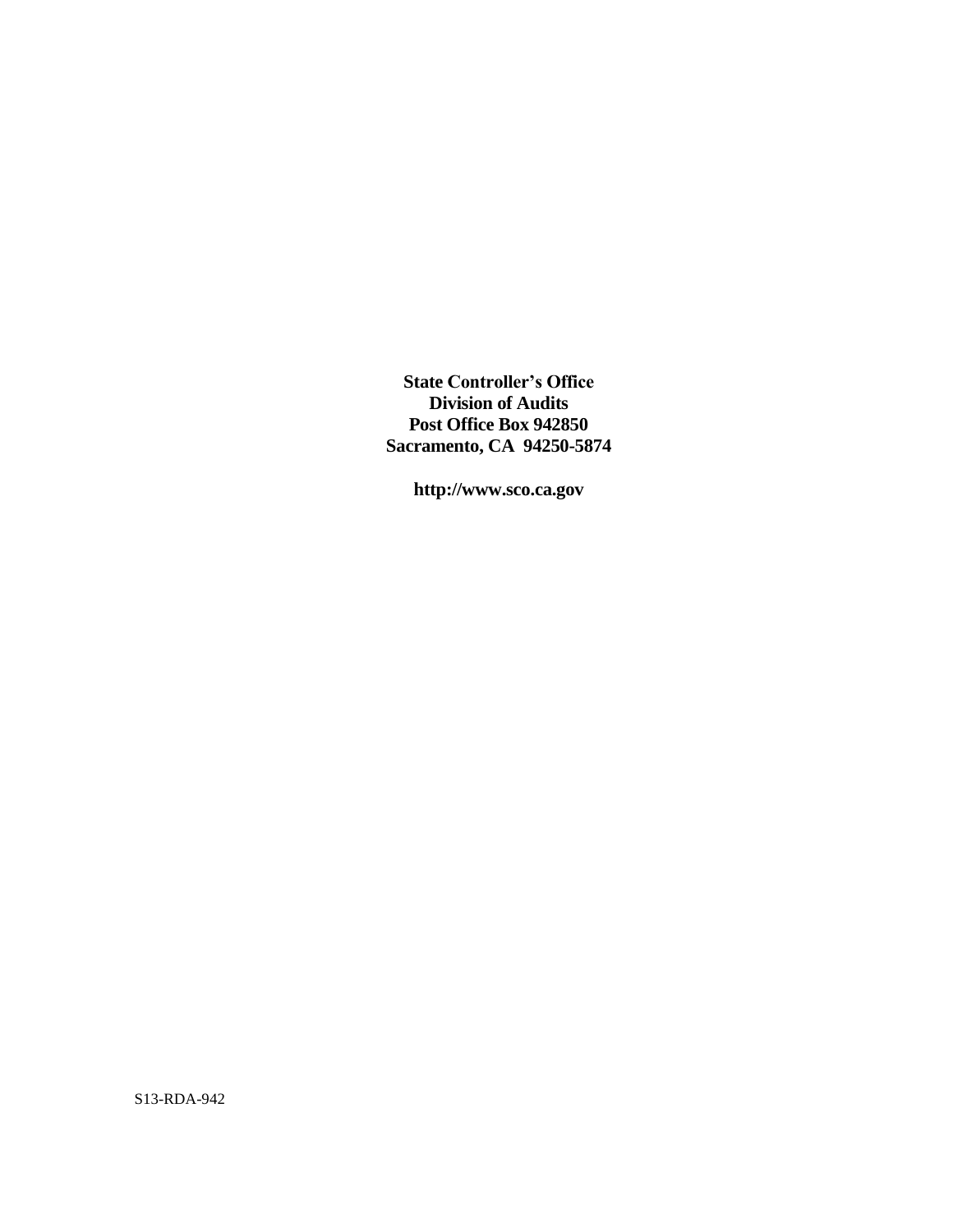**State Controller's Office**
**Division of Audits**
**Post Office Box 942850**
**Sacramento, CA 94250-5874**

**http://www.sco.ca.gov**

S13-RDA-942